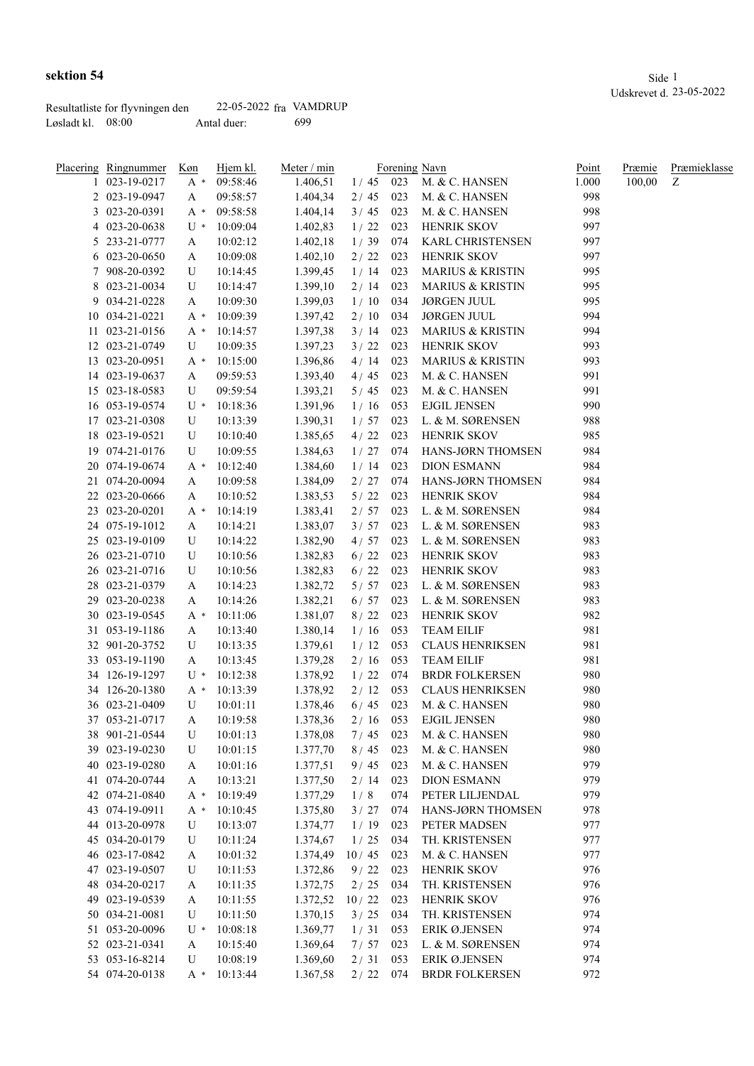**sektion 54**

Udskrevet d. 23-05-2022

Resultatliste for flyvningen den 22-05-2022 fra VAMDRUP

Løsladt kl. 08:00 Antal duer: 699

| Placering | Ringnummer | Køn | Hjem kl. | Meter / min | | Forening | Navn | Point | Præmie | Præmieklasse |
|---|---|---|---|---|---|---|---|---|---|---|
| 1 | 023-19-0217 | A * | 09:58:46 | 1.406,51 | 1 / 45 | 023 | M. & C. HANSEN | 1.000 | 100,00 | Z |
| 2 | 023-19-0947 | A | 09:58:57 | 1.404,34 | 2 / 45 | 023 | M. & C. HANSEN | 998 | | |
| 3 | 023-20-0391 | A * | 09:58:58 | 1.404,14 | 3 / 45 | 023 | M. & C. HANSEN | 998 | | |
| 4 | 023-20-0638 | U * | 10:09:04 | 1.402,83 | 1 / 22 | 023 | HENRIK SKOV | 997 | | |
| 5 | 233-21-0777 | A | 10:02:12 | 1.402,18 | 1 / 39 | 074 | KARL CHRISTENSEN | 997 | | |
| 6 | 023-20-0650 | A | 10:09:08 | 1.402,10 | 2 / 22 | 023 | HENRIK SKOV | 997 | | |
| 7 | 908-20-0392 | U | 10:14:45 | 1.399,45 | 1 / 14 | 023 | MARIUS & KRISTIN | 995 | | |
| 8 | 023-21-0034 | U | 10:14:47 | 1.399,10 | 2 / 14 | 023 | MARIUS & KRISTIN | 995 | | |
| 9 | 034-21-0228 | A | 10:09:30 | 1.399,03 | 1 / 10 | 034 | JØRGEN JUUL | 995 | | |
| 10 | 034-21-0221 | A * | 10:09:39 | 1.397,42 | 2 / 10 | 034 | JØRGEN JUUL | 994 | | |
| 11 | 023-21-0156 | A * | 10:14:57 | 1.397,38 | 3 / 14 | 023 | MARIUS & KRISTIN | 994 | | |
| 12 | 023-21-0749 | U | 10:09:35 | 1.397,23 | 3 / 22 | 023 | HENRIK SKOV | 993 | | |
| 13 | 023-20-0951 | A * | 10:15:00 | 1.396,86 | 4 / 14 | 023 | MARIUS & KRISTIN | 993 | | |
| 14 | 023-19-0637 | A | 09:59:53 | 1.393,40 | 4 / 45 | 023 | M. & C. HANSEN | 991 | | |
| 15 | 023-18-0583 | U | 09:59:54 | 1.393,21 | 5 / 45 | 023 | M. & C. HANSEN | 991 | | |
| 16 | 053-19-0574 | U * | 10:18:36 | 1.391,96 | 1 / 16 | 053 | EJGIL JENSEN | 990 | | |
| 17 | 023-21-0308 | U | 10:13:39 | 1.390,31 | 1 / 57 | 023 | L. & M. SØRENSEN | 988 | | |
| 18 | 023-19-0521 | U | 10:10:40 | 1.385,65 | 4 / 22 | 023 | HENRIK SKOV | 985 | | |
| 19 | 074-21-0176 | U | 10:09:55 | 1.384,63 | 1 / 27 | 074 | HANS-JØRN THOMSEN | 984 | | |
| 20 | 074-19-0674 | A * | 10:12:40 | 1.384,60 | 1 / 14 | 023 | DION ESMANN | 984 | | |
| 21 | 074-20-0094 | A | 10:09:58 | 1.384,09 | 2 / 27 | 074 | HANS-JØRN THOMSEN | 984 | | |
| 22 | 023-20-0666 | A | 10:10:52 | 1.383,53 | 5 / 22 | 023 | HENRIK SKOV | 984 | | |
| 23 | 023-20-0201 | A * | 10:14:19 | 1.383,41 | 2 / 57 | 023 | L. & M. SØRENSEN | 984 | | |
| 24 | 075-19-1012 | A | 10:14:21 | 1.383,07 | 3 / 57 | 023 | L. & M. SØRENSEN | 983 | | |
| 25 | 023-19-0109 | U | 10:14:22 | 1.382,90 | 4 / 57 | 023 | L. & M. SØRENSEN | 983 | | |
| 26 | 023-21-0710 | U | 10:10:56 | 1.382,83 | 6 / 22 | 023 | HENRIK SKOV | 983 | | |
| 26 | 023-21-0716 | U | 10:10:56 | 1.382,83 | 6 / 22 | 023 | HENRIK SKOV | 983 | | |
| 28 | 023-21-0379 | A | 10:14:23 | 1.382,72 | 5 / 57 | 023 | L. & M. SØRENSEN | 983 | | |
| 29 | 023-20-0238 | A | 10:14:26 | 1.382,21 | 6 / 57 | 023 | L. & M. SØRENSEN | 983 | | |
| 30 | 023-19-0545 | A * | 10:11:06 | 1.381,07 | 8 / 22 | 023 | HENRIK SKOV | 982 | | |
| 31 | 053-19-1186 | A | 10:13:40 | 1.380,14 | 1 / 16 | 053 | TEAM EILIF | 981 | | |
| 32 | 901-20-3752 | U | 10:13:35 | 1.379,61 | 1 / 12 | 053 | CLAUS HENRIKSEN | 981 | | |
| 33 | 053-19-1190 | A | 10:13:45 | 1.379,28 | 2 / 16 | 053 | TEAM EILIF | 981 | | |
| 34 | 126-19-1297 | U * | 10:12:38 | 1.378,92 | 1 / 22 | 074 | BRDR FOLKERSEN | 980 | | |
| 34 | 126-20-1380 | A * | 10:13:39 | 1.378,92 | 2 / 12 | 053 | CLAUS HENRIKSEN | 980 | | |
| 36 | 023-21-0409 | U | 10:01:11 | 1.378,46 | 6 / 45 | 023 | M. & C. HANSEN | 980 | | |
| 37 | 053-21-0717 | A | 10:19:58 | 1.378,36 | 2 / 16 | 053 | EJGIL JENSEN | 980 | | |
| 38 | 901-21-0544 | U | 10:01:13 | 1.378,08 | 7 / 45 | 023 | M. & C. HANSEN | 980 | | |
| 39 | 023-19-0230 | U | 10:01:15 | 1.377,70 | 8 / 45 | 023 | M. & C. HANSEN | 980 | | |
| 40 | 023-19-0280 | A | 10:01:16 | 1.377,51 | 9 / 45 | 023 | M. & C. HANSEN | 979 | | |
| 41 | 074-20-0744 | A | 10:13:21 | 1.377,50 | 2 / 14 | 023 | DION ESMANN | 979 | | |
| 42 | 074-21-0840 | A * | 10:19:49 | 1.377,29 | 1 / 8 | 074 | PETER LILJENDAL | 979 | | |
| 43 | 074-19-0911 | A * | 10:10:45 | 1.375,80 | 3 / 27 | 074 | HANS-JØRN THOMSEN | 978 | | |
| 44 | 013-20-0978 | U | 10:13:07 | 1.374,77 | 1 / 19 | 023 | PETER MADSEN | 977 | | |
| 45 | 034-20-0179 | U | 10:11:24 | 1.374,67 | 1 / 25 | 034 | TH. KRISTENSEN | 977 | | |
| 46 | 023-17-0842 | A | 10:01:32 | 1.374,49 | 10 / 45 | 023 | M. & C. HANSEN | 977 | | |
| 47 | 023-19-0507 | U | 10:11:53 | 1.372,86 | 9 / 22 | 023 | HENRIK SKOV | 976 | | |
| 48 | 034-20-0217 | A | 10:11:35 | 1.372,75 | 2 / 25 | 034 | TH. KRISTENSEN | 976 | | |
| 49 | 023-19-0539 | A | 10:11:55 | 1.372,52 | 10 / 22 | 023 | HENRIK SKOV | 976 | | |
| 50 | 034-21-0081 | U | 10:11:50 | 1.370,15 | 3 / 25 | 034 | TH. KRISTENSEN | 974 | | |
| 51 | 053-20-0096 | U * | 10:08:18 | 1.369,77 | 1 / 31 | 053 | ERIK Ø.JENSEN | 974 | | |
| 52 | 023-21-0341 | A | 10:15:40 | 1.369,64 | 7 / 57 | 023 | L. & M. SØRENSEN | 974 | | |
| 53 | 053-16-8214 | U | 10:08:19 | 1.369,60 | 2 / 31 | 053 | ERIK Ø.JENSEN | 974 | | |
| 54 | 074-20-0138 | A * | 10:13:44 | 1.367,58 | 2 / 22 | 074 | BRDR FOLKERSEN | 972 | | |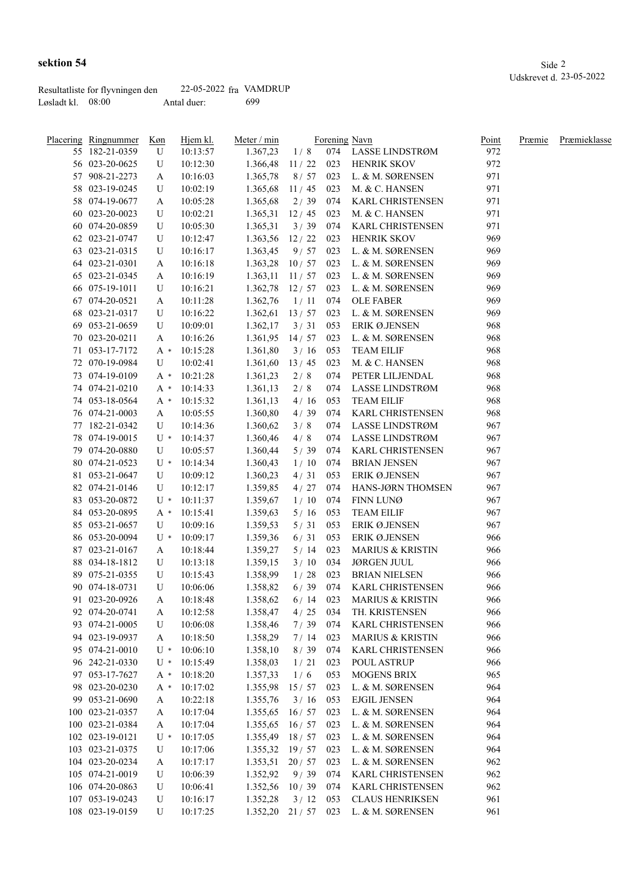**sektion 54**

Udskrevet d. 23-05-2022

Resultatliste for flyvningen den 22-05-2022 fra VAMDRUP
Løsladt kl. 08:00 Antal duer: 699

| Placering | Ringnummer | Køn | Hjem kl. | Meter / min | | Forening | Navn | Point | Præmie | Præmieklasse |
|---|---|---|---|---|---|---|---|---|---|---|
| 55 | 182-21-0359 | U | 10:13:57 | 1.367,23 | 1 / 8 | 074 | LASSE LINDSTRØM | 972 | | |
| 56 | 023-20-0625 | U | 10:12:30 | 1.366,48 | 11 / 22 | 023 | HENRIK SKOV | 972 | | |
| 57 | 908-21-2273 | A | 10:16:03 | 1.365,78 | 8 / 57 | 023 | L. & M. SØRENSEN | 971 | | |
| 58 | 023-19-0245 | U | 10:02:19 | 1.365,68 | 11 / 45 | 023 | M. & C. HANSEN | 971 | | |
| 58 | 074-19-0677 | A | 10:05:28 | 1.365,68 | 2 / 39 | 074 | KARL CHRISTENSEN | 971 | | |
| 60 | 023-20-0023 | U | 10:02:21 | 1.365,31 | 12 / 45 | 023 | M. & C. HANSEN | 971 | | |
| 60 | 074-20-0859 | U | 10:05:30 | 1.365,31 | 3 / 39 | 074 | KARL CHRISTENSEN | 971 | | |
| 62 | 023-21-0747 | U | 10:12:47 | 1.363,56 | 12 / 22 | 023 | HENRIK SKOV | 969 | | |
| 63 | 023-21-0315 | U | 10:16:17 | 1.363,45 | 9 / 57 | 023 | L. & M. SØRENSEN | 969 | | |
| 64 | 023-21-0301 | A | 10:16:18 | 1.363,28 | 10 / 57 | 023 | L. & M. SØRENSEN | 969 | | |
| 65 | 023-21-0345 | A | 10:16:19 | 1.363,11 | 11 / 57 | 023 | L. & M. SØRENSEN | 969 | | |
| 66 | 075-19-1011 | U | 10:16:21 | 1.362,78 | 12 / 57 | 023 | L. & M. SØRENSEN | 969 | | |
| 67 | 074-20-0521 | A | 10:11:28 | 1.362,76 | 1 / 11 | 074 | OLE FABER | 969 | | |
| 68 | 023-21-0317 | U | 10:16:22 | 1.362,61 | 13 / 57 | 023 | L. & M. SØRENSEN | 969 | | |
| 69 | 053-21-0659 | U | 10:09:01 | 1.362,17 | 3 / 31 | 053 | ERIK Ø.JENSEN | 968 | | |
| 70 | 023-20-0211 | A | 10:16:26 | 1.361,95 | 14 / 57 | 023 | L. & M. SØRENSEN | 968 | | |
| 71 | 053-17-7172 | A * | 10:15:28 | 1.361,80 | 3 / 16 | 053 | TEAM EILIF | 968 | | |
| 72 | 070-19-0984 | U | 10:02:41 | 1.361,60 | 13 / 45 | 023 | M. & C. HANSEN | 968 | | |
| 73 | 074-19-0109 | A * | 10:21:28 | 1.361,23 | 2 / 8 | 074 | PETER LILJENDAL | 968 | | |
| 74 | 074-21-0210 | A * | 10:14:33 | 1.361,13 | 2 / 8 | 074 | LASSE LINDSTRØM | 968 | | |
| 74 | 053-18-0564 | A * | 10:15:32 | 1.361,13 | 4 / 16 | 053 | TEAM EILIF | 968 | | |
| 76 | 074-21-0003 | A | 10:05:55 | 1.360,80 | 4 / 39 | 074 | KARL CHRISTENSEN | 968 | | |
| 77 | 182-21-0342 | U | 10:14:36 | 1.360,62 | 3 / 8 | 074 | LASSE LINDSTRØM | 967 | | |
| 78 | 074-19-0015 | U * | 10:14:37 | 1.360,46 | 4 / 8 | 074 | LASSE LINDSTRØM | 967 | | |
| 79 | 074-20-0880 | U | 10:05:57 | 1.360,44 | 5 / 39 | 074 | KARL CHRISTENSEN | 967 | | |
| 80 | 074-21-0523 | U * | 10:14:34 | 1.360,43 | 1 / 10 | 074 | BRIAN JENSEN | 967 | | |
| 81 | 053-21-0647 | U | 10:09:12 | 1.360,23 | 4 / 31 | 053 | ERIK Ø.JENSEN | 967 | | |
| 82 | 074-21-0146 | U | 10:12:17 | 1.359,85 | 4 / 27 | 074 | HANS-JØRN THOMSEN | 967 | | |
| 83 | 053-20-0872 | U * | 10:11:37 | 1.359,67 | 1 / 10 | 074 | FINN LUNØ | 967 | | |
| 84 | 053-20-0895 | A * | 10:15:41 | 1.359,63 | 5 / 16 | 053 | TEAM EILIF | 967 | | |
| 85 | 053-21-0657 | U | 10:09:16 | 1.359,53 | 5 / 31 | 053 | ERIK Ø.JENSEN | 967 | | |
| 86 | 053-20-0094 | U * | 10:09:17 | 1.359,36 | 6 / 31 | 053 | ERIK Ø.JENSEN | 966 | | |
| 87 | 023-21-0167 | A | 10:18:44 | 1.359,27 | 5 / 14 | 023 | MARIUS & KRISTIN | 966 | | |
| 88 | 034-18-1812 | U | 10:13:18 | 1.359,15 | 3 / 10 | 034 | JØRGEN JUUL | 966 | | |
| 89 | 075-21-0355 | U | 10:15:43 | 1.358,99 | 1 / 28 | 023 | BRIAN NIELSEN | 966 | | |
| 90 | 074-18-0731 | U | 10:06:06 | 1.358,82 | 6 / 39 | 074 | KARL CHRISTENSEN | 966 | | |
| 91 | 023-20-0926 | A | 10:18:48 | 1.358,62 | 6 / 14 | 023 | MARIUS & KRISTIN | 966 | | |
| 92 | 074-20-0741 | A | 10:12:58 | 1.358,47 | 4 / 25 | 034 | TH. KRISTENSEN | 966 | | |
| 93 | 074-21-0005 | U | 10:06:08 | 1.358,46 | 7 / 39 | 074 | KARL CHRISTENSEN | 966 | | |
| 94 | 023-19-0937 | A | 10:18:50 | 1.358,29 | 7 / 14 | 023 | MARIUS & KRISTIN | 966 | | |
| 95 | 074-21-0010 | U * | 10:06:10 | 1.358,10 | 8 / 39 | 074 | KARL CHRISTENSEN | 966 | | |
| 96 | 242-21-0330 | U * | 10:15:49 | 1.358,03 | 1 / 21 | 023 | POUL ASTRUP | 966 | | |
| 97 | 053-17-7627 | A * | 10:18:20 | 1.357,33 | 1 / 6 | 053 | MOGENS BRIX | 965 | | |
| 98 | 023-20-0230 | A * | 10:17:02 | 1.355,98 | 15 / 57 | 023 | L. & M. SØRENSEN | 964 | | |
| 99 | 053-21-0690 | A | 10:22:18 | 1.355,76 | 3 / 16 | 053 | EJGIL JENSEN | 964 | | |
| 100 | 023-21-0357 | A | 10:17:04 | 1.355,65 | 16 / 57 | 023 | L. & M. SØRENSEN | 964 | | |
| 100 | 023-21-0384 | A | 10:17:04 | 1.355,65 | 16 / 57 | 023 | L. & M. SØRENSEN | 964 | | |
| 102 | 023-19-0121 | U * | 10:17:05 | 1.355,49 | 18 / 57 | 023 | L. & M. SØRENSEN | 964 | | |
| 103 | 023-21-0375 | U | 10:17:06 | 1.355,32 | 19 / 57 | 023 | L. & M. SØRENSEN | 964 | | |
| 104 | 023-20-0234 | A | 10:17:17 | 1.353,51 | 20 / 57 | 023 | L. & M. SØRENSEN | 962 | | |
| 105 | 074-21-0019 | U | 10:06:39 | 1.352,92 | 9 / 39 | 074 | KARL CHRISTENSEN | 962 | | |
| 106 | 074-20-0863 | U | 10:06:41 | 1.352,56 | 10 / 39 | 074 | KARL CHRISTENSEN | 962 | | |
| 107 | 053-19-0243 | U | 10:16:17 | 1.352,28 | 3 / 12 | 053 | CLAUS HENRIKSEN | 961 | | |
| 108 | 023-19-0159 | U | 10:17:25 | 1.352,20 | 21 / 57 | 023 | L. & M. SØRENSEN | 961 | | |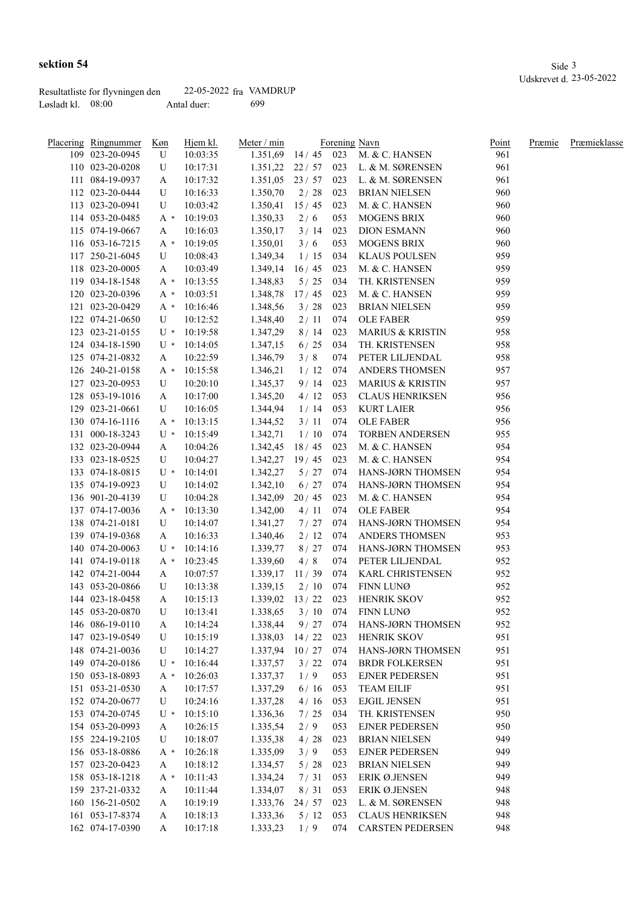**sektion 54**

Resultatliste for flyvningen den 22-05-2022 fra VAMDRUP
Løsladt kl. 08:00 Antal duer: 699

| Placering | Ringnummer | Køn | Hjem kl. | Meter / min | | Forening | Navn | Point | Præmie | Præmieklasse |
|---|---|---|---|---|---|---|---|---|---|---|
| 109 | 023-20-0945 | U | 10:03:35 | 1.351,69 | 14 / 45 | 023 | M. & C. HANSEN | 961 | | |
| 110 | 023-20-0208 | U | 10:17:31 | 1.351,22 | 22 / 57 | 023 | L. & M. SØRENSEN | 961 | | |
| 111 | 084-19-0937 | A | 10:17:32 | 1.351,05 | 23 / 57 | 023 | L. & M. SØRENSEN | 961 | | |
| 112 | 023-20-0444 | U | 10:16:33 | 1.350,70 | 2 / 28 | 023 | BRIAN NIELSEN | 960 | | |
| 113 | 023-20-0941 | U | 10:03:42 | 1.350,41 | 15 / 45 | 023 | M. & C. HANSEN | 960 | | |
| 114 | 053-20-0485 | A * | 10:19:03 | 1.350,33 | 2 / 6 | 053 | MOGENS BRIX | 960 | | |
| 115 | 074-19-0667 | A | 10:16:03 | 1.350,17 | 3 / 14 | 023 | DION ESMANN | 960 | | |
| 116 | 053-16-7215 | A * | 10:19:05 | 1.350,01 | 3 / 6 | 053 | MOGENS BRIX | 960 | | |
| 117 | 250-21-6045 | U | 10:08:43 | 1.349,34 | 1 / 15 | 034 | KLAUS POULSEN | 959 | | |
| 118 | 023-20-0005 | A | 10:03:49 | 1.349,14 | 16 / 45 | 023 | M. & C. HANSEN | 959 | | |
| 119 | 034-18-1548 | A * | 10:13:55 | 1.348,83 | 5 / 25 | 034 | TH. KRISTENSEN | 959 | | |
| 120 | 023-20-0396 | A * | 10:03:51 | 1.348,78 | 17 / 45 | 023 | M. & C. HANSEN | 959 | | |
| 121 | 023-20-0429 | A * | 10:16:46 | 1.348,56 | 3 / 28 | 023 | BRIAN NIELSEN | 959 | | |
| 122 | 074-21-0650 | U | 10:12:52 | 1.348,40 | 2 / 11 | 074 | OLE FABER | 959 | | |
| 123 | 023-21-0155 | U * | 10:19:58 | 1.347,29 | 8 / 14 | 023 | MARIUS & KRISTIN | 958 | | |
| 124 | 034-18-1590 | U * | 10:14:05 | 1.347,15 | 6 / 25 | 034 | TH. KRISTENSEN | 958 | | |
| 125 | 074-21-0832 | A | 10:22:59 | 1.346,79 | 3 / 8 | 074 | PETER LILJENDAL | 958 | | |
| 126 | 240-21-0158 | A * | 10:15:58 | 1.346,21 | 1 / 12 | 074 | ANDERS THOMSEN | 957 | | |
| 127 | 023-20-0953 | U | 10:20:10 | 1.345,37 | 9 / 14 | 023 | MARIUS & KRISTIN | 957 | | |
| 128 | 053-19-1016 | A | 10:17:00 | 1.345,20 | 4 / 12 | 053 | CLAUS HENRIKSEN | 956 | | |
| 129 | 023-21-0661 | U | 10:16:05 | 1.344,94 | 1 / 14 | 053 | KURT LAIER | 956 | | |
| 130 | 074-16-1116 | A * | 10:13:15 | 1.344,52 | 3 / 11 | 074 | OLE FABER | 956 | | |
| 131 | 000-18-3243 | U * | 10:15:49 | 1.342,71 | 1 / 10 | 074 | TORBEN ANDERSEN | 955 | | |
| 132 | 023-20-0944 | A | 10:04:26 | 1.342,45 | 18 / 45 | 023 | M. & C. HANSEN | 954 | | |
| 133 | 023-18-0525 | U | 10:04:27 | 1.342,27 | 19 / 45 | 023 | M. & C. HANSEN | 954 | | |
| 133 | 074-18-0815 | U * | 10:14:01 | 1.342,27 | 5 / 27 | 074 | HANS-JØRN THOMSEN | 954 | | |
| 135 | 074-19-0923 | U | 10:14:02 | 1.342,10 | 6 / 27 | 074 | HANS-JØRN THOMSEN | 954 | | |
| 136 | 901-20-4139 | U | 10:04:28 | 1.342,09 | 20 / 45 | 023 | M. & C. HANSEN | 954 | | |
| 137 | 074-17-0036 | A * | 10:13:30 | 1.342,00 | 4 / 11 | 074 | OLE FABER | 954 | | |
| 138 | 074-21-0181 | U | 10:14:07 | 1.341,27 | 7 / 27 | 074 | HANS-JØRN THOMSEN | 954 | | |
| 139 | 074-19-0368 | A | 10:16:33 | 1.340,46 | 2 / 12 | 074 | ANDERS THOMSEN | 953 | | |
| 140 | 074-20-0063 | U * | 10:14:16 | 1.339,77 | 8 / 27 | 074 | HANS-JØRN THOMSEN | 953 | | |
| 141 | 074-19-0118 | A * | 10:23:45 | 1.339,60 | 4 / 8 | 074 | PETER LILJENDAL | 952 | | |
| 142 | 074-21-0044 | A | 10:07:57 | 1.339,17 | 11 / 39 | 074 | KARL CHRISTENSEN | 952 | | |
| 143 | 053-20-0866 | U | 10:13:38 | 1.339,15 | 2 / 10 | 074 | FINN LUNØ | 952 | | |
| 144 | 023-18-0458 | A | 10:15:13 | 1.339,02 | 13 / 22 | 023 | HENRIK SKOV | 952 | | |
| 145 | 053-20-0870 | U | 10:13:41 | 1.338,65 | 3 / 10 | 074 | FINN LUNØ | 952 | | |
| 146 | 086-19-0110 | A | 10:14:24 | 1.338,44 | 9 / 27 | 074 | HANS-JØRN THOMSEN | 952 | | |
| 147 | 023-19-0549 | U | 10:15:19 | 1.338,03 | 14 / 22 | 023 | HENRIK SKOV | 951 | | |
| 148 | 074-21-0036 | U | 10:14:27 | 1.337,94 | 10 / 27 | 074 | HANS-JØRN THOMSEN | 951 | | |
| 149 | 074-20-0186 | U * | 10:16:44 | 1.337,57 | 3 / 22 | 074 | BRDR FOLKERSEN | 951 | | |
| 150 | 053-18-0893 | A * | 10:26:03 | 1.337,37 | 1 / 9 | 053 | EJNER PEDERSEN | 951 | | |
| 151 | 053-21-0530 | A | 10:17:57 | 1.337,29 | 6 / 16 | 053 | TEAM EILIF | 951 | | |
| 152 | 074-20-0677 | U | 10:24:16 | 1.337,28 | 4 / 16 | 053 | EJGIL JENSEN | 951 | | |
| 153 | 074-20-0745 | U * | 10:15:10 | 1.336,36 | 7 / 25 | 034 | TH. KRISTENSEN | 950 | | |
| 154 | 053-20-0993 | A | 10:26:15 | 1.335,54 | 2 / 9 | 053 | EJNER PEDERSEN | 950 | | |
| 155 | 224-19-2105 | U | 10:18:07 | 1.335,38 | 4 / 28 | 023 | BRIAN NIELSEN | 949 | | |
| 156 | 053-18-0886 | A * | 10:26:18 | 1.335,09 | 3 / 9 | 053 | EJNER PEDERSEN | 949 | | |
| 157 | 023-20-0423 | A | 10:18:12 | 1.334,57 | 5 / 28 | 023 | BRIAN NIELSEN | 949 | | |
| 158 | 053-18-1218 | A * | 10:11:43 | 1.334,24 | 7 / 31 | 053 | ERIK Ø.JENSEN | 949 | | |
| 159 | 237-21-0332 | A | 10:11:44 | 1.334,07 | 8 / 31 | 053 | ERIK Ø.JENSEN | 948 | | |
| 160 | 156-21-0502 | A | 10:19:19 | 1.333,76 | 24 / 57 | 023 | L. & M. SØRENSEN | 948 | | |
| 161 | 053-17-8374 | A | 10:18:13 | 1.333,36 | 5 / 12 | 053 | CLAUS HENRIKSEN | 948 | | |
| 162 | 074-17-0390 | A | 10:17:18 | 1.333,23 | 1 / 9 | 074 | CARSTEN PEDERSEN | 948 | | |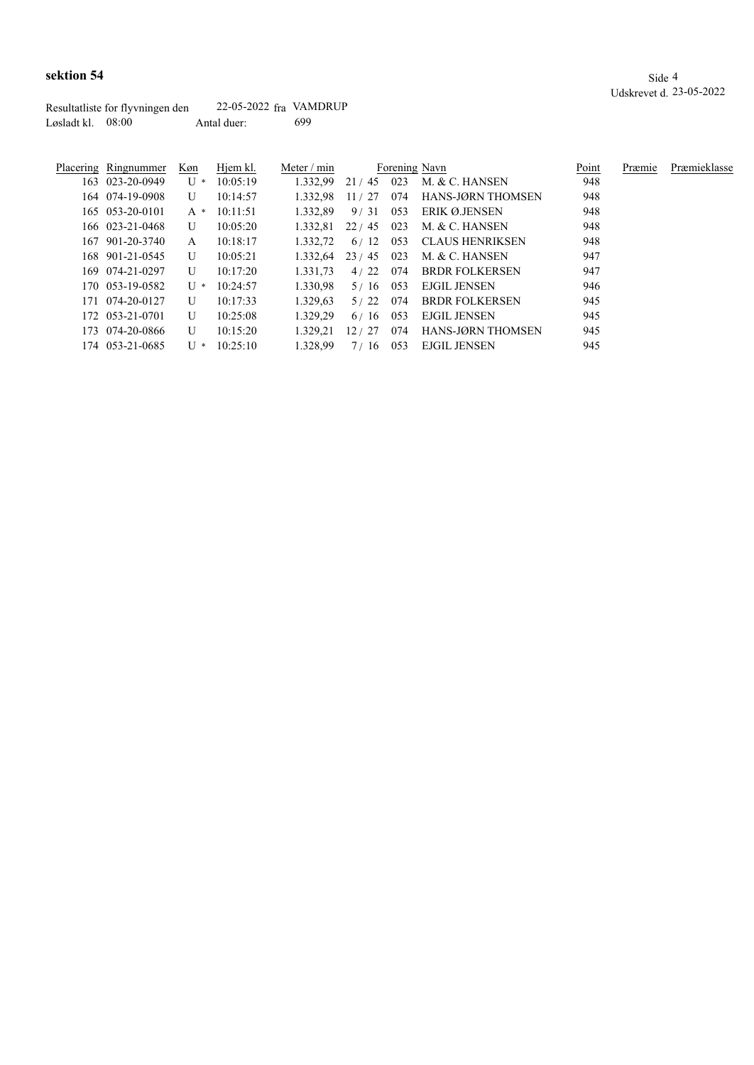## sektion 54

Udskrevet d. 23-05-2022

Resultatliste for flyvningen den 22-05-2022 fra VAMDRUP
Løsladt kl. 08:00 Antal duer: 699

| Placering | Ringnummer | Køn | Hjem kl. | Meter / min | | Forening | Navn | Point | Præmie | Præmieklasse |
|---|---|---|---|---|---|---|---|---|---|---|
| 163 | 023-20-0949 | U * | 10:05:19 | 1.332,99 | 21 / 45 | 023 | M. & C. HANSEN | 948 | | |
| 164 | 074-19-0908 | U | 10:14:57 | 1.332,98 | 11 / 27 | 074 | HANS-JØRN THOMSEN | 948 | | |
| 165 | 053-20-0101 | A * | 10:11:51 | 1.332,89 | 9 / 31 | 053 | ERIK Ø.JENSEN | 948 | | |
| 166 | 023-21-0468 | U | 10:05:20 | 1.332,81 | 22 / 45 | 023 | M. & C. HANSEN | 948 | | |
| 167 | 901-20-3740 | A | 10:18:17 | 1.332,72 | 6 / 12 | 053 | CLAUS HENRIKSEN | 948 | | |
| 168 | 901-21-0545 | U | 10:05:21 | 1.332,64 | 23 / 45 | 023 | M. & C. HANSEN | 947 | | |
| 169 | 074-21-0297 | U | 10:17:20 | 1.331,73 | 4 / 22 | 074 | BRDR FOLKERSEN | 947 | | |
| 170 | 053-19-0582 | U * | 10:24:57 | 1.330,98 | 5 / 16 | 053 | EJGIL JENSEN | 946 | | |
| 171 | 074-20-0127 | U | 10:17:33 | 1.329,63 | 5 / 22 | 074 | BRDR FOLKERSEN | 945 | | |
| 172 | 053-21-0701 | U | 10:25:08 | 1.329,29 | 6 / 16 | 053 | EJGIL JENSEN | 945 | | |
| 173 | 074-20-0866 | U | 10:15:20 | 1.329,21 | 12 / 27 | 074 | HANS-JØRN THOMSEN | 945 | | |
| 174 | 053-21-0685 | U * | 10:25:10 | 1.328,99 | 7 / 16 | 053 | EJGIL JENSEN | 945 | | |